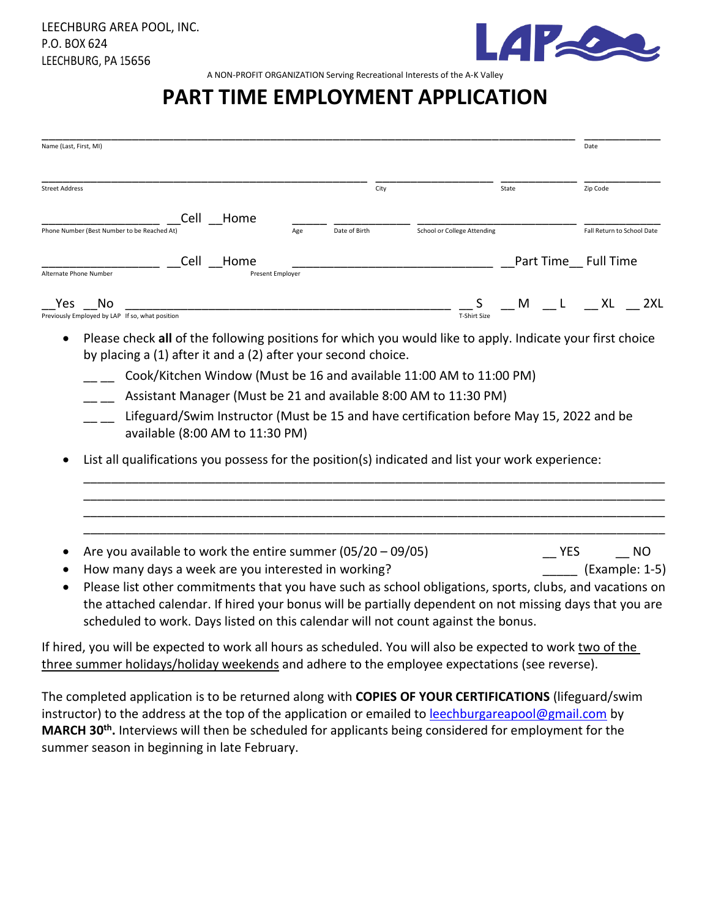LEECHBURG AREA POOL, INC.
P.O. BOX 624
LEECHBURG, PA 15656

LAP

A NON-PROFIT ORGANIZATION Serving Recreational Interests of the A-K Valley

# PART TIME EMPLOYMENT APPLICATION

_______________________________________________ ____________
Name (Last, First, MI) Date

_______________________________ ____________ ________ ________
Street Address City State Zip Code

__________ __Cell __Home _____ ________ ______________ ________
Phone Number (Best Number to be Reached At) Age Date of Birth School or College Attending Fall Return to School Date

__________ __Cell __Home ____________________ __Part Time__ Full Time
Alternate Phone Number Present Employer

__Yes __No ______________________________ __ S __ M __ L __ XL __ 2XL
Previously Employed by LAP If so, what position T-Shirt Size

- Please check **all** of the following positions for which you would like to apply. Indicate your first choice by placing a (1) after it and a (2) after your second choice.
  - __ __ Cook/Kitchen Window (Must be 16 and available 11:00 AM to 11:00 PM)
  - __ __ Assistant Manager (Must be 21 and available 8:00 AM to 11:30 PM)
  - __ __ Lifeguard/Swim Instructor (Must be 15 and have certification before May 15, 2022 and be available (8:00 AM to 11:30 PM)
- List all qualifications you possess for the position(s) indicated and list your work experience:

  ______________________________________________________________________
  ______________________________________________________________________
  ______________________________________________________________________
  ______________________________________________________________________

- Are you available to work the entire summer (05/20 – 09/05) __ YES __ NO
- How many days a week are you interested in working? _____ (Example: 1-5)
- Please list other commitments that you have such as school obligations, sports, clubs, and vacations on the attached calendar. If hired your bonus will be partially dependent on not missing days that you are scheduled to work. Days listed on this calendar will not count against the bonus.

If hired, you will be expected to work all hours as scheduled. You will also be expected to work <u>two of the three summer holidays/holiday weekends</u> and adhere to the employee expectations (see reverse).

The completed application is to be returned along with **COPIES OF YOUR CERTIFICATIONS** (lifeguard/swim instructor) to the address at the top of the application or emailed to leechburgareapool@gmail.com by **MARCH 30th.** Interviews will then be scheduled for applicants being considered for employment for the summer season in beginning in late February.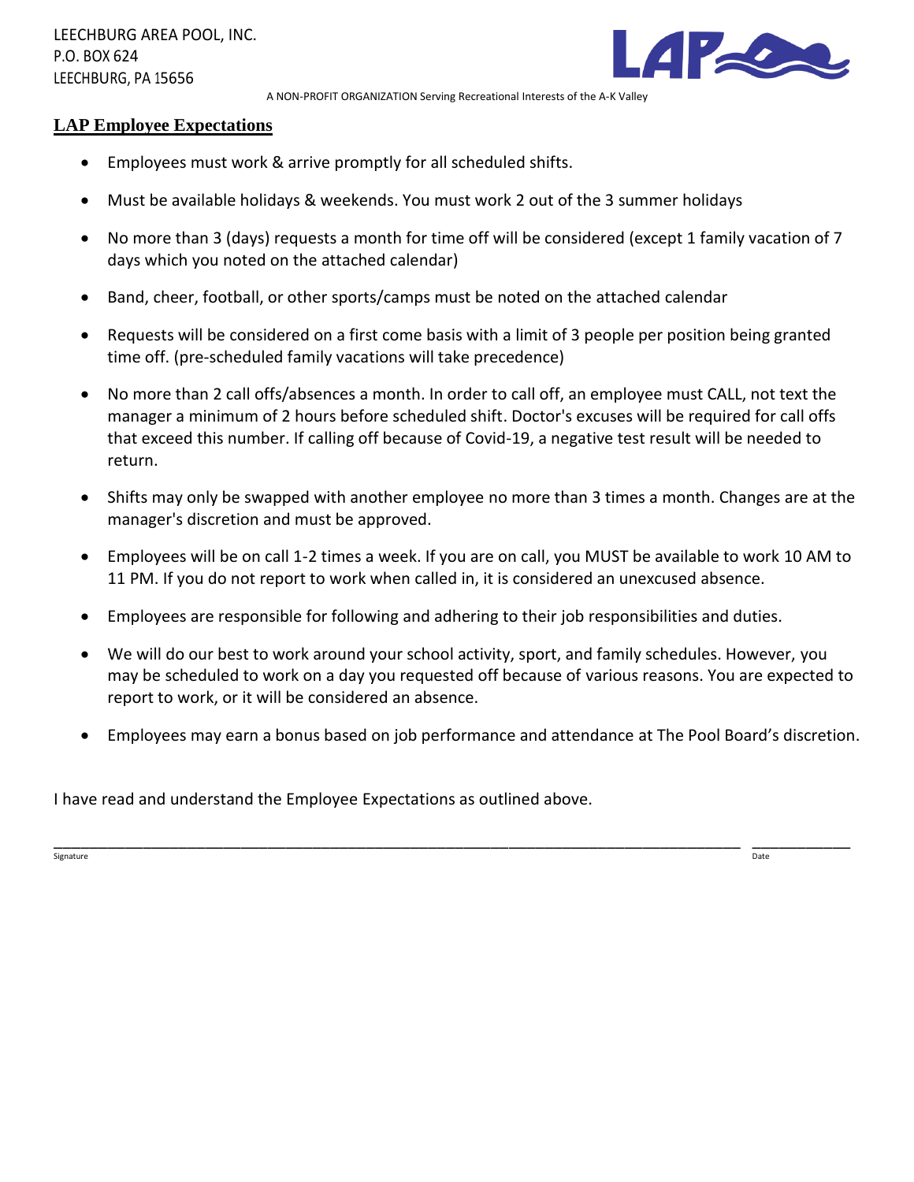LEECHBURG AREA POOL, INC.
P.O. BOX 624
LEECHBURG, PA 15656

A NON-PROFIT ORGANIZATION Serving Recreational Interests of the A-K Valley

## LAP Employee Expectations

- Employees must work & arrive promptly for all scheduled shifts.
- Must be available holidays & weekends. You must work 2 out of the 3 summer holidays
- No more than 3 (days) requests a month for time off will be considered (except 1 family vacation of 7 days which you noted on the attached calendar)
- Band, cheer, football, or other sports/camps must be noted on the attached calendar
- Requests will be considered on a first come basis with a limit of 3 people per position being granted time off. (pre-scheduled family vacations will take precedence)
- No more than 2 call offs/absences a month. In order to call off, an employee must CALL, not text the manager a minimum of 2 hours before scheduled shift. Doctor's excuses will be required for call offs that exceed this number. If calling off because of Covid-19, a negative test result will be needed to return.
- Shifts may only be swapped with another employee no more than 3 times a month. Changes are at the manager's discretion and must be approved.
- Employees will be on call 1-2 times a week. If you are on call, you MUST be available to work 10 AM to 11 PM. If you do not report to work when called in, it is considered an unexcused absence.
- Employees are responsible for following and adhering to their job responsibilities and duties.
- We will do our best to work around your school activity, sport, and family schedules. However, you may be scheduled to work on a day you requested off because of various reasons. You are expected to report to work, or it will be considered an absence.
- Employees may earn a bonus based on job performance and attendance at The Pool Board's discretion.

I have read and understand the Employee Expectations as outlined above.

_______________________________________________________________________________ ____________
Signature Date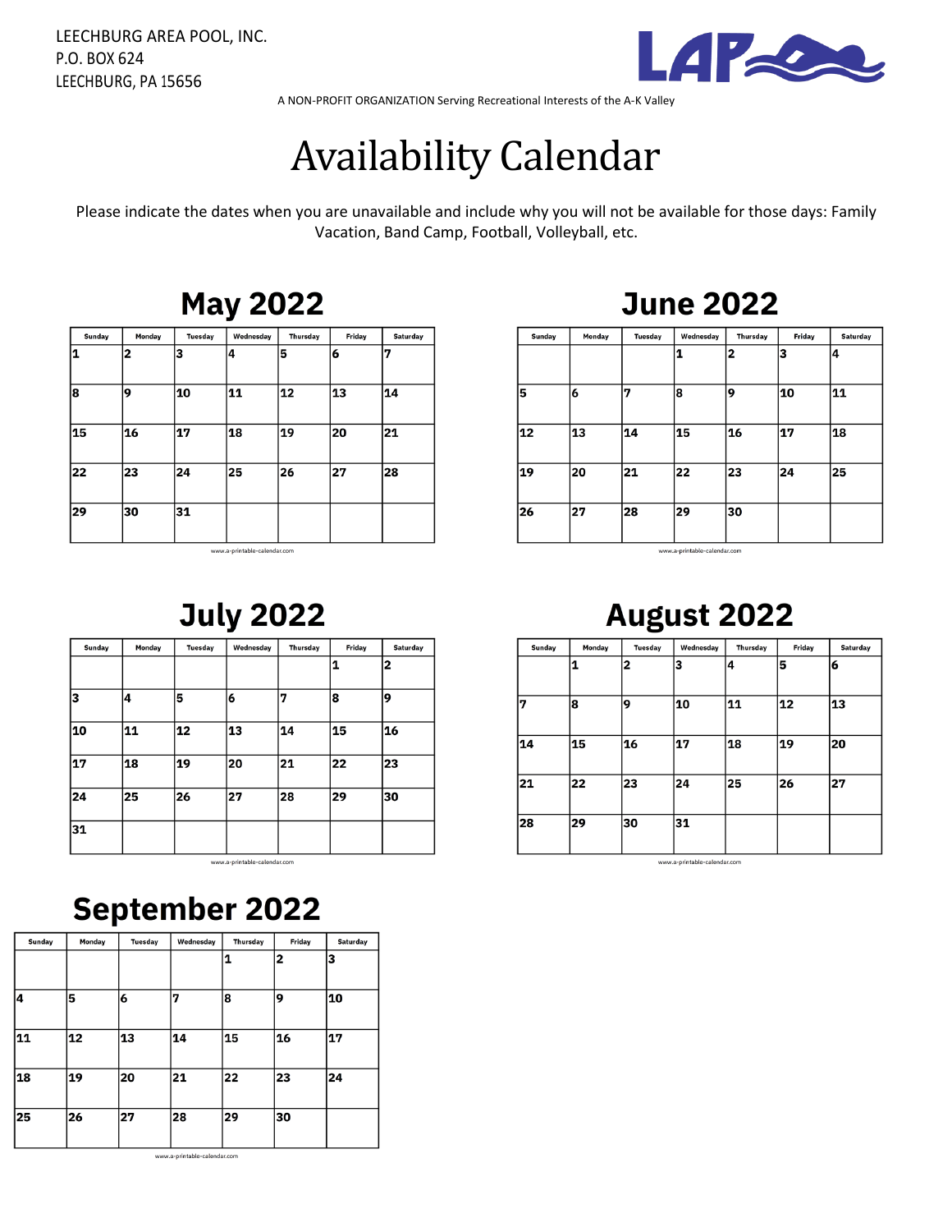LEECHBURG AREA POOL, INC.
P.O. BOX 624
LEECHBURG, PA 15656

LAP

A NON-PROFIT ORGANIZATION Serving Recreational Interests of the A-K Valley

# Availability Calendar

Please indicate the dates when you are unavailable and include why you will not be available for those days: Family Vacation, Band Camp, Football, Volleyball, etc.

## May 2022

| Sunday | Monday | Tuesday | Wednesday | Thursday | Friday | Saturday |
|---|---|---|---|---|---|---|
| 1 | 2 | 3 | 4 | 5 | 6 | 7 |
| 8 | 9 | 10 | 11 | 12 | 13 | 14 |
| 15 | 16 | 17 | 18 | 19 | 20 | 21 |
| 22 | 23 | 24 | 25 | 26 | 27 | 28 |
| 29 | 30 | 31 | | | | |

www.a-printable-calendar.com

## June 2022

| Sunday | Monday | Tuesday | Wednesday | Thursday | Friday | Saturday |
|---|---|---|---|---|---|---|
| | | | 1 | 2 | 3 | 4 |
| 5 | 6 | 7 | 8 | 9 | 10 | 11 |
| 12 | 13 | 14 | 15 | 16 | 17 | 18 |
| 19 | 20 | 21 | 22 | 23 | 24 | 25 |
| 26 | 27 | 28 | 29 | 30 | | |

www.a-printable-calendar.com

## July 2022

| Sunday | Monday | Tuesday | Wednesday | Thursday | Friday | Saturday |
|---|---|---|---|---|---|---|
| | | | | | 1 | 2 |
| 3 | 4 | 5 | 6 | 7 | 8 | 9 |
| 10 | 11 | 12 | 13 | 14 | 15 | 16 |
| 17 | 18 | 19 | 20 | 21 | 22 | 23 |
| 24 | 25 | 26 | 27 | 28 | 29 | 30 |
| 31 | | | | | | |

www.a-printable-calendar.com

## August 2022

| Sunday | Monday | Tuesday | Wednesday | Thursday | Friday | Saturday |
|---|---|---|---|---|---|---|
| | 1 | 2 | 3 | 4 | 5 | 6 |
| 7 | 8 | 9 | 10 | 11 | 12 | 13 |
| 14 | 15 | 16 | 17 | 18 | 19 | 20 |
| 21 | 22 | 23 | 24 | 25 | 26 | 27 |
| 28 | 29 | 30 | 31 | | | |

www.a-printable-calendar.com

## September 2022

| Sunday | Monday | Tuesday | Wednesday | Thursday | Friday | Saturday |
|---|---|---|---|---|---|---|
| | | | | 1 | 2 | 3 |
| 4 | 5 | 6 | 7 | 8 | 9 | 10 |
| 11 | 12 | 13 | 14 | 15 | 16 | 17 |
| 18 | 19 | 20 | 21 | 22 | 23 | 24 |
| 25 | 26 | 27 | 28 | 29 | 30 | |

www.a-printable-calendar.com